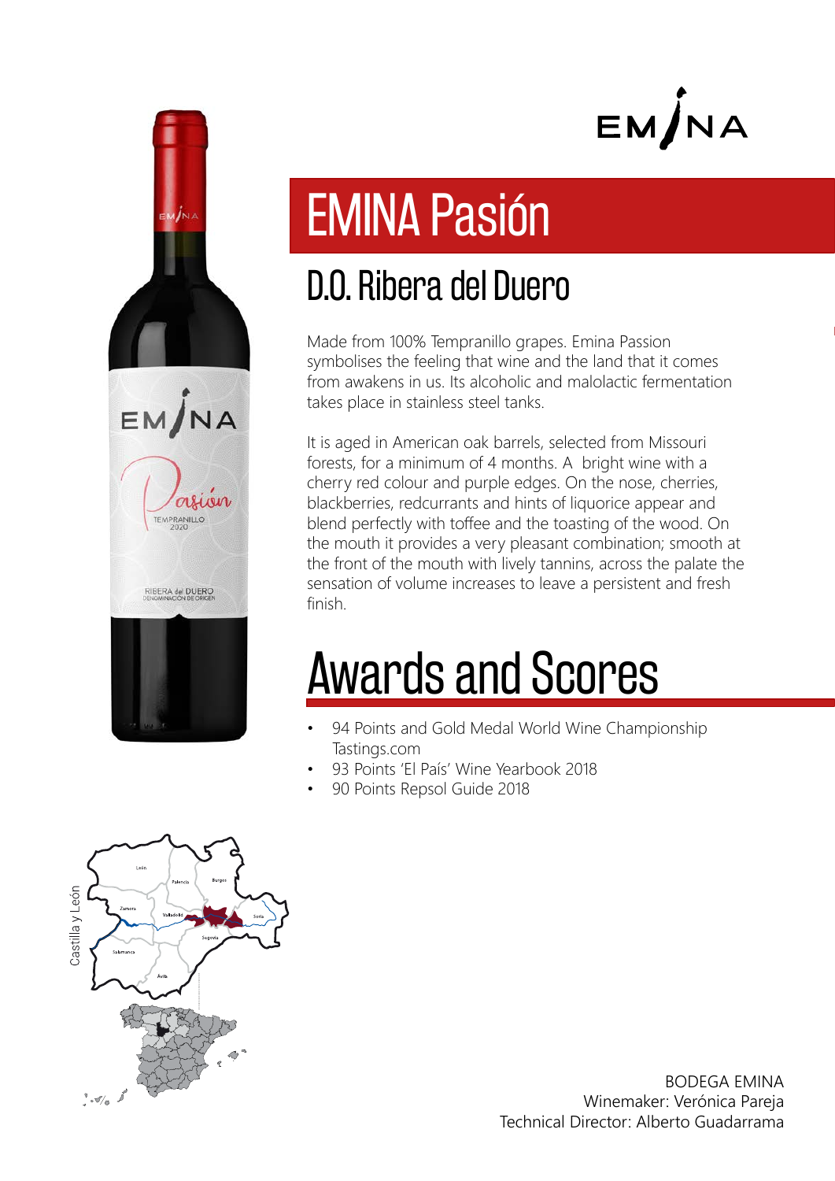EMINA

# EMINA Pasión

## D.O. Ribera del Duero

Made from 100% Tempranillo grapes. Emina Passion symbolises the feeling that wine and the land that it comes from awakens in us. Its alcoholic and malolactic fermentation takes place in stainless steel tanks.

It is aged in American oak barrels, selected from Missouri forests, for a minimum of 4 months. A bright wine with a cherry red colour and purple edges. On the nose, cherries, blackberries, redcurrants and hints of liquorice appear and blend perfectly with toffee and the toasting of the wood. On the mouth it provides a very pleasant combination; smooth at the front of the mouth with lively tannins, across the palate the sensation of volume increases to leave a persistent and fresh finish.

# Awards and Scores

- 94 Points and Gold Medal World Wine Championship Tastings.com
- 93 Points 'El País' Wine Yearbook 2018
- 90 Points Repsol Guide 2018

BODEGA EMINA
Winemaker: Verónica Pareja
Technical Director: Alberto Guadarrama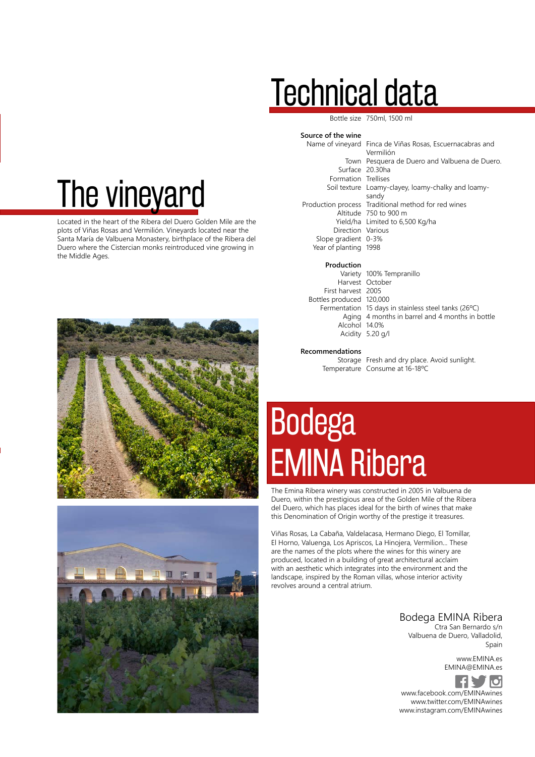# The vineyard

Located in the heart of the Ribera del Duero Golden Mile are the plots of Viñas Rosas and Vermilión. Vineyards located near the Santa María de Valbuena Monastery, birthplace of the Ribera del Duero where the Cistercian monks reintroduced vine growing in the Middle Ages.

# Technical data

| | |
|---|---|
| Bottle size | 750ml, 1500 ml |
| **Source of the wine** | |
| Name of vineyard | Finca de Viñas Rosas, Escuernacabras and Vermilión |
| Town | Pesquera de Duero and Valbuena de Duero. |
| Surface | 20.30ha |
| Formation | Trellises |
| Soil texture | Loamy-clayey, loamy-chalky and loamy-sandy |
| Production process | Traditional method for red wines |
| Altitude | 750 to 900 m |
| Yield/ha | Limited to 6,500 Kg/ha |
| Direction | Various |
| Slope gradient | 0-3% |
| Year of planting | 1998 |
| **Production** | |
| Variety | 100% Tempranillo |
| Harvest | October |
| First harvest | 2005 |
| Bottles produced | 120,000 |
| Fermentation | 15 days in stainless steel tanks (26ºC) |
| Aging | 4 months in barrel and 4 months in bottle |
| Alcohol | 14.0% |
| Acidity | 5.20 g/l |
| **Recommendations** | |
| Storage | Fresh and dry place. Avoid sunlight. |
| Temperature | Consume at 16-18ºC |

# Bodega EMINA Ribera

The Emina Ribera winery was constructed in 2005 in Valbuena de Duero, within the prestigious area of the Golden Mile of the Ribera del Duero, which has places ideal for the birth of wines that make this Denomination of Origin worthy of the prestige it treasures.

Viñas Rosas, La Cabaña, Valdelacasa, Hermano Diego, El Tomillar, El Horno, Valuenga, Los Apriscos, La Hinojera, Vermilion... These are the names of the plots where the wines for this winery are produced, located in a building of great architectural acclaim with an aesthetic which integrates into the environment and the landscape, inspired by the Roman villas, whose interior activity revolves around a central atrium.

Bodega EMINA Ribera
Ctra San Bernardo s/n
Valbuena de Duero, Valladolid,
Spain

www.EMINA.es
EMINA@EMINA.es

www.facebook.com/EMINAwines
www.twitter.com/EMINAwines
www.instagram.com/EMINAwines